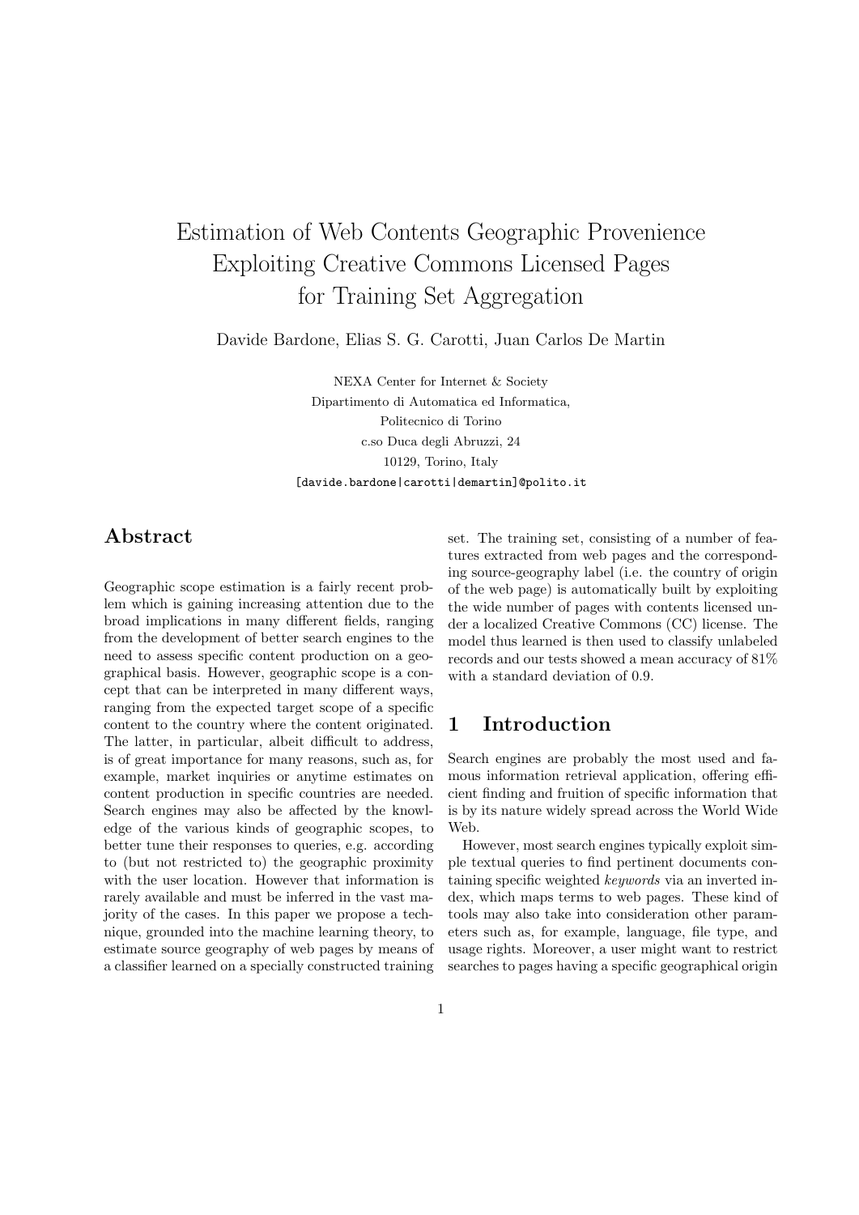# Estimation of Web Contents Geographic Provenience Exploiting Creative Commons Licensed Pages for Training Set Aggregation

Davide Bardone, Elias S. G. Carotti, Juan Carlos De Martin

NEXA Center for Internet & Society
Dipartimento di Automatica ed Informatica,
Politecnico di Torino
c.so Duca degli Abruzzi, 24
10129, Torino, Italy
[davide.bardone|carotti|demartin]@polito.it

## Abstract

Geographic scope estimation is a fairly recent problem which is gaining increasing attention due to the broad implications in many different fields, ranging from the development of better search engines to the need to assess specific content production on a geographical basis. However, geographic scope is a concept that can be interpreted in many different ways, ranging from the expected target scope of a specific content to the country where the content originated. The latter, in particular, albeit difficult to address, is of great importance for many reasons, such as, for example, market inquiries or anytime estimates on content production in specific countries are needed. Search engines may also be affected by the knowledge of the various kinds of geographic scopes, to better tune their responses to queries, e.g. according to (but not restricted to) the geographic proximity with the user location. However that information is rarely available and must be inferred in the vast majority of the cases. In this paper we propose a technique, grounded into the machine learning theory, to estimate source geography of web pages by means of a classifier learned on a specially constructed training set. The training set, consisting of a number of features extracted from web pages and the corresponding source-geography label (i.e. the country of origin of the web page) is automatically built by exploiting the wide number of pages with contents licensed under a localized Creative Commons (CC) license. The model thus learned is then used to classify unlabeled records and our tests showed a mean accuracy of 81% with a standard deviation of 0.9.

## 1 Introduction

Search engines are probably the most used and famous information retrieval application, offering efficient finding and fruition of specific information that is by its nature widely spread across the World Wide Web.

However, most search engines typically exploit simple textual queries to find pertinent documents containing specific weighted *keywords* via an inverted index, which maps terms to web pages. These kind of tools may also take into consideration other parameters such as, for example, language, file type, and usage rights. Moreover, a user might want to restrict searches to pages having a specific geographical origin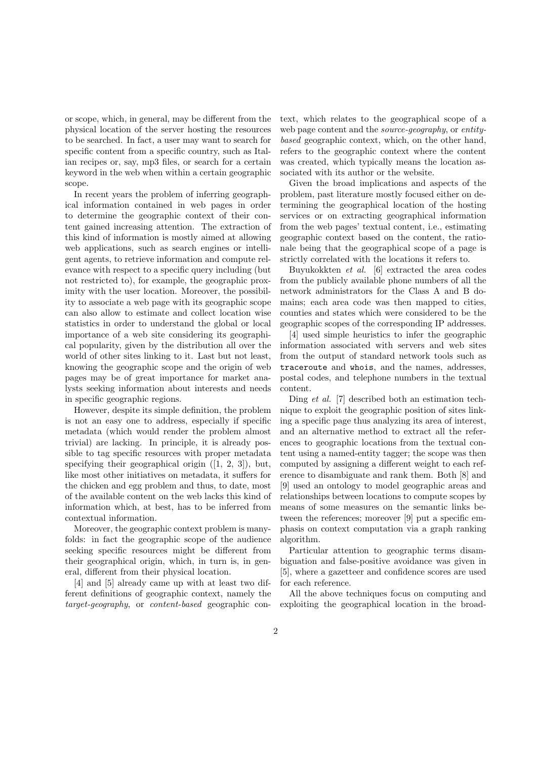or scope, which, in general, may be different from the physical location of the server hosting the resources to be searched. In fact, a user may want to search for specific content from a specific country, such as Italian recipes or, say, mp3 files, or search for a certain keyword in the web when within a certain geographic scope.

In recent years the problem of inferring geographical information contained in web pages in order to determine the geographic context of their content gained increasing attention. The extraction of this kind of information is mostly aimed at allowing web applications, such as search engines or intelligent agents, to retrieve information and compute relevance with respect to a specific query including (but not restricted to), for example, the geographic proximity with the user location. Moreover, the possibility to associate a web page with its geographic scope can also allow to estimate and collect location wise statistics in order to understand the global or local importance of a web site considering its geographical popularity, given by the distribution all over the world of other sites linking to it. Last but not least, knowing the geographic scope and the origin of web pages may be of great importance for market analysts seeking information about interests and needs in specific geographic regions.

However, despite its simple definition, the problem is not an easy one to address, especially if specific metadata (which would render the problem almost trivial) are lacking. In principle, it is already possible to tag specific resources with proper metadata specifying their geographical origin ([1, 2, 3]), but, like most other initiatives on metadata, it suffers for the chicken and egg problem and thus, to date, most of the available content on the web lacks this kind of information which, at best, has to be inferred from contextual information.

Moreover, the geographic context problem is manyfolds: in fact the geographic scope of the audience seeking specific resources might be different from their geographical origin, which, in turn is, in general, different from their physical location.

[4] and [5] already came up with at least two different definitions of geographic context, namely the *target-geography*, or *content-based* geographic context, which relates to the geographical scope of a web page content and the *source-geography*, or *entity-based* geographic context, which, on the other hand, refers to the geographic context where the content was created, which typically means the location associated with its author or the website.

Given the broad implications and aspects of the problem, past literature mostly focused either on determining the geographical location of the hosting services or on extracting geographical information from the web pages' textual content, i.e., estimating geographic context based on the content, the rationale being that the geographical scope of a page is strictly correlated with the locations it refers to.

Buyukokkten *et al.* [6] extracted the area codes from the publicly available phone numbers of all the network administrators for the Class A and B domains; each area code was then mapped to cities, counties and states which were considered to be the geographic scopes of the corresponding IP addresses.

[4] used simple heuristics to infer the geographic information associated with servers and web sites from the output of standard network tools such as `traceroute` and `whois`, and the names, addresses, postal codes, and telephone numbers in the textual content.

Ding *et al.* [7] described both an estimation technique to exploit the geographic position of sites linking a specific page thus analyzing its area of interest, and an alternative method to extract all the references to geographic locations from the textual content using a named-entity tagger; the scope was then computed by assigning a different weight to each reference to disambiguate and rank them. Both [8] and [9] used an ontology to model geographic areas and relationships between locations to compute scopes by means of some measures on the semantic links between the references; moreover [9] put a specific emphasis on context computation via a graph ranking algorithm.

Particular attention to geographic terms disambiguation and false-positive avoidance was given in [5], where a gazetteer and confidence scores are used for each reference.

All the above techniques focus on computing and exploiting the geographical location in the broad-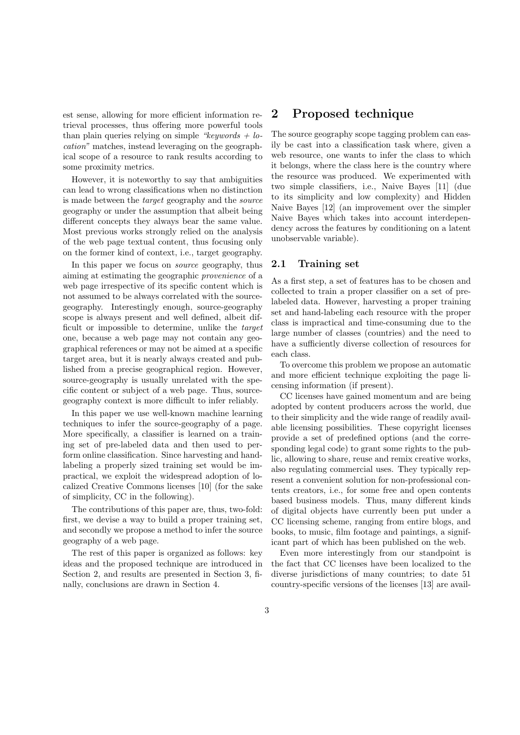est sense, allowing for more efficient information retrieval processes, thus offering more powerful tools than plain queries relying on simple *"keywords + location"* matches, instead leveraging on the geographical scope of a resource to rank results according to some proximity metrics.

However, it is noteworthy to say that ambiguities can lead to wrong classifications when no distinction is made between the *target* geography and the *source* geography or under the assumption that albeit being different concepts they always bear the same value. Most previous works strongly relied on the analysis of the web page textual content, thus focusing only on the former kind of context, i.e., target geography.

In this paper we focus on *source* geography, thus aiming at estimating the geographic *provenience* of a web page irrespective of its specific content which is not assumed to be always correlated with the source-geography. Interestingly enough, source-geography scope is always present and well defined, albeit difficult or impossible to determine, unlike the *target* one, because a web page may not contain any geographical references or may not be aimed at a specific target area, but it is nearly always created and published from a precise geographical region. However, source-geography is usually unrelated with the specific content or subject of a web page. Thus, source-geography context is more difficult to infer reliably.

In this paper we use well-known machine learning techniques to infer the source-geography of a page. More specifically, a classifier is learned on a training set of pre-labeled data and then used to perform online classification. Since harvesting and hand-labeling a properly sized training set would be impractical, we exploit the widespread adoption of localized Creative Commons licenses [10] (for the sake of simplicity, CC in the following).

The contributions of this paper are, thus, two-fold: first, we devise a way to build a proper training set, and secondly we propose a method to infer the source geography of a web page.

The rest of this paper is organized as follows: key ideas and the proposed technique are introduced in Section 2, and results are presented in Section 3, finally, conclusions are drawn in Section 4.

# 2 Proposed technique

The source geography scope tagging problem can easily be cast into a classification task where, given a web resource, one wants to infer the class to which it belongs, where the class here is the country where the resource was produced. We experimented with two simple classifiers, i.e., Naive Bayes [11] (due to its simplicity and low complexity) and Hidden Naive Bayes [12] (an improvement over the simpler Naive Bayes which takes into account interdependency across the features by conditioning on a latent unobservable variable).

## 2.1 Training set

As a first step, a set of features has to be chosen and collected to train a proper classifier on a set of pre-labeled data. However, harvesting a proper training set and hand-labeling each resource with the proper class is impractical and time-consuming due to the large number of classes (countries) and the need to have a sufficiently diverse collection of resources for each class.

To overcome this problem we propose an automatic and more efficient technique exploiting the page licensing information (if present).

CC licenses have gained momentum and are being adopted by content producers across the world, due to their simplicity and the wide range of readily available licensing possibilities. These copyright licenses provide a set of predefined options (and the corresponding legal code) to grant some rights to the public, allowing to share, reuse and remix creative works, also regulating commercial uses. They typically represent a convenient solution for non-professional contents creators, i.e., for some free and open contents based business models. Thus, many different kinds of digital objects have currently been put under a CC licensing scheme, ranging from entire blogs, and books, to music, film footage and paintings, a significant part of which has been published on the web.

Even more interestingly from our standpoint is the fact that CC licenses have been localized to the diverse jurisdictions of many countries; to date 51 country-specific versions of the licenses [13] are avail-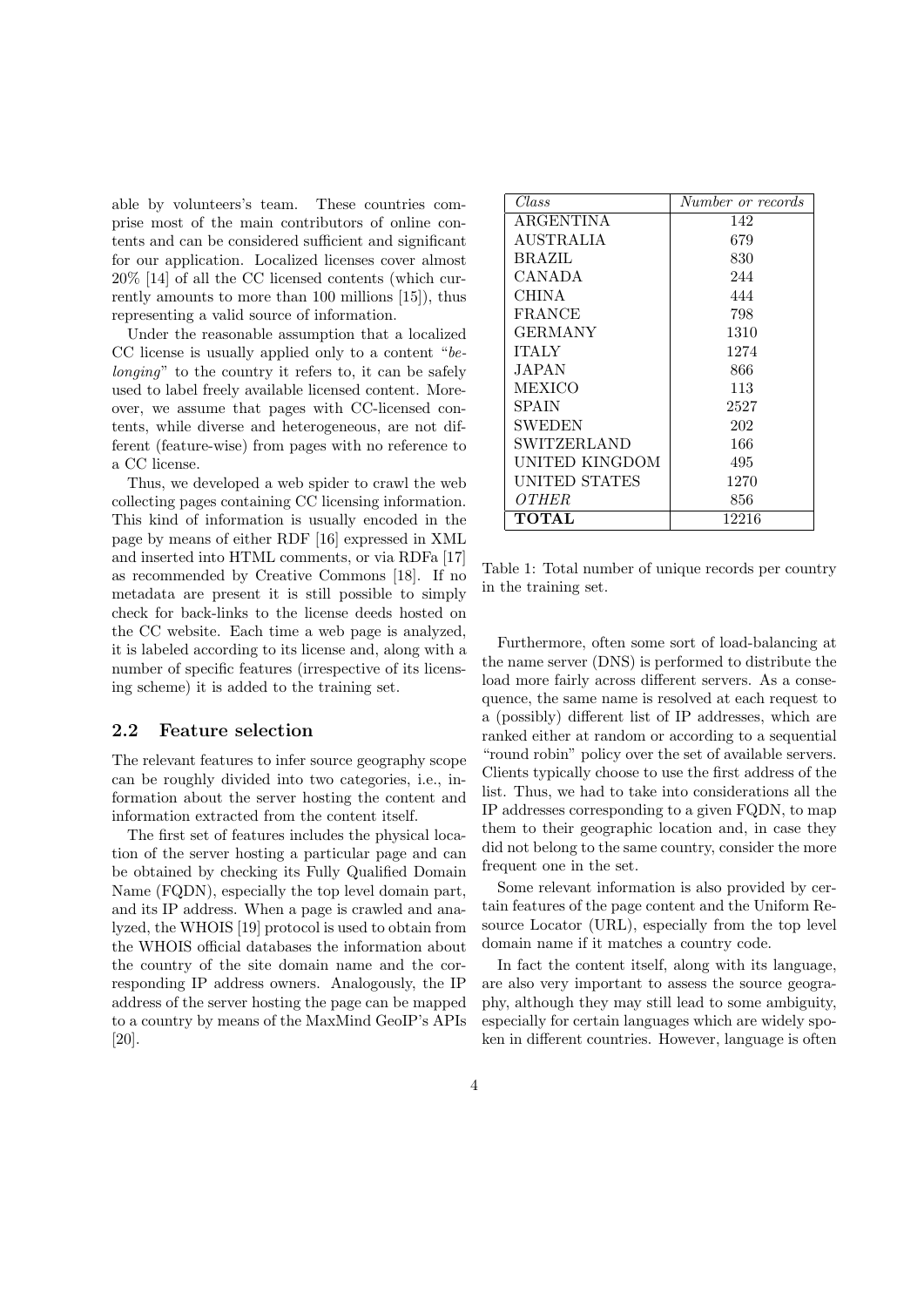able by volunteers's team. These countries comprise most of the main contributors of online contents and can be considered sufficient and significant for our application. Localized licenses cover almost 20% [14] of all the CC licensed contents (which currently amounts to more than 100 millions [15]), thus representing a valid source of information.

Under the reasonable assumption that a localized CC license is usually applied only to a content "*belonging*" to the country it refers to, it can be safely used to label freely available licensed content. Moreover, we assume that pages with CC-licensed contents, while diverse and heterogeneous, are not different (feature-wise) from pages with no reference to a CC license.

Thus, we developed a web spider to crawl the web collecting pages containing CC licensing information. This kind of information is usually encoded in the page by means of either RDF [16] expressed in XML and inserted into HTML comments, or via RDFa [17] as recommended by Creative Commons [18]. If no metadata are present it is still possible to simply check for back-links to the license deeds hosted on the CC website. Each time a web page is analyzed, it is labeled according to its license and, along with a number of specific features (irrespective of its licensing scheme) it is added to the training set.

## 2.2 Feature selection

The relevant features to infer source geography scope can be roughly divided into two categories, i.e., information about the server hosting the content and information extracted from the content itself.

The first set of features includes the physical location of the server hosting a particular page and can be obtained by checking its Fully Qualified Domain Name (FQDN), especially the top level domain part, and its IP address. When a page is crawled and analyzed, the WHOIS [19] protocol is used to obtain from the WHOIS official databases the information about the country of the site domain name and the corresponding IP address owners. Analogously, the IP address of the server hosting the page can be mapped to a country by means of the MaxMind GeoIP's APIs [20].

| *Class* | *Number or records* |
|---|---|
| ARGENTINA | 142 |
| AUSTRALIA | 679 |
| BRAZIL | 830 |
| CANADA | 244 |
| CHINA | 444 |
| FRANCE | 798 |
| GERMANY | 1310 |
| ITALY | 1274 |
| JAPAN | 866 |
| MEXICO | 113 |
| SPAIN | 2527 |
| SWEDEN | 202 |
| SWITZERLAND | 166 |
| UNITED KINGDOM | 495 |
| UNITED STATES | 1270 |
| *OTHER* | 856 |
| **TOTAL** | 12216 |

Table 1: Total number of unique records per country in the training set.

Furthermore, often some sort of load-balancing at the name server (DNS) is performed to distribute the load more fairly across different servers. As a consequence, the same name is resolved at each request to a (possibly) different list of IP addresses, which are ranked either at random or according to a sequential "round robin" policy over the set of available servers. Clients typically choose to use the first address of the list. Thus, we had to take into considerations all the IP addresses corresponding to a given FQDN, to map them to their geographic location and, in case they did not belong to the same country, consider the more frequent one in the set.

Some relevant information is also provided by certain features of the page content and the Uniform Resource Locator (URL), especially from the top level domain name if it matches a country code.

In fact the content itself, along with its language, are also very important to assess the source geography, although they may still lead to some ambiguity, especially for certain languages which are widely spoken in different countries. However, language is often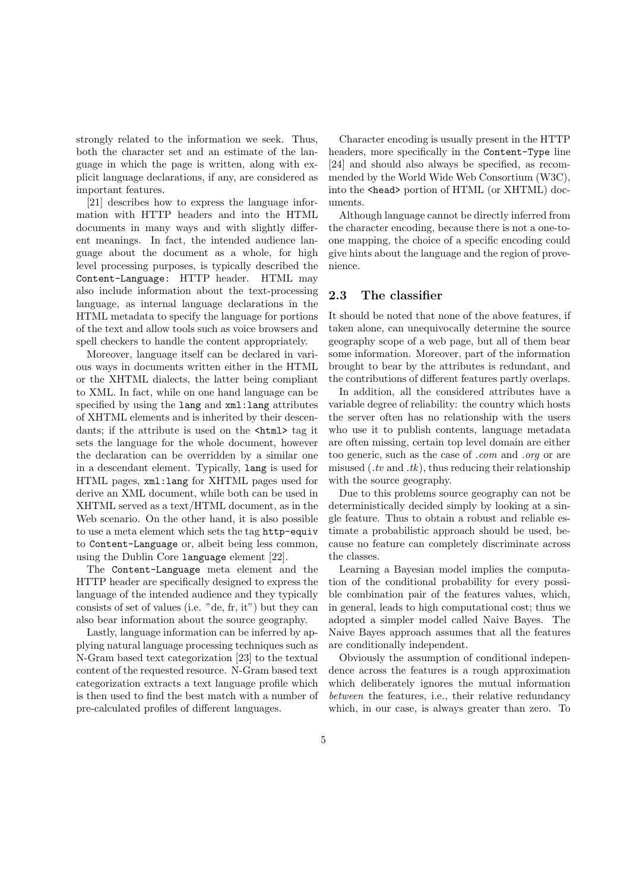strongly related to the information we seek. Thus, both the character set and an estimate of the language in which the page is written, along with explicit language declarations, if any, are considered as important features.

[21] describes how to express the language information with HTTP headers and into the HTML documents in many ways and with slightly different meanings. In fact, the intended audience language about the document as a whole, for high level processing purposes, is typically described the `Content-Language:` HTTP header. HTML may also include information about the text-processing language, as internal language declarations in the HTML metadata to specify the language for portions of the text and allow tools such as voice browsers and spell checkers to handle the content appropriately.

Moreover, language itself can be declared in various ways in documents written either in the HTML or the XHTML dialects, the latter being compliant to XML. In fact, while on one hand language can be specified by using the `lang` and `xml:lang` attributes of XHTML elements and is inherited by their descendants; if the attribute is used on the `<html>` tag it sets the language for the whole document, however the declaration can be overridden by a similar one in a descendant element. Typically, `lang` is used for HTML pages, `xml:lang` for XHTML pages used for derive an XML document, while both can be used in XHTML served as a text/HTML document, as in the Web scenario. On the other hand, it is also possible to use a meta element which sets the tag `http-equiv` to `Content-Language` or, albeit being less common, using the Dublin Core `language` element [22].

The `Content-Language` meta element and the HTTP header are specifically designed to express the language of the intended audience and they typically consists of set of values (i.e. "de, fr, it") but they can also bear information about the source geography.

Lastly, language information can be inferred by applying natural language processing techniques such as N-Gram based text categorization [23] to the textual content of the requested resource. N-Gram based text categorization extracts a text language profile which is then used to find the best match with a number of pre-calculated profiles of different languages.

Character encoding is usually present in the HTTP headers, more specifically in the `Content-Type` line [24] and should also always be specified, as recommended by the World Wide Web Consortium (W3C), into the `<head>` portion of HTML (or XHTML) documents.

Although language cannot be directly inferred from the character encoding, because there is not a one-to-one mapping, the choice of a specific encoding could give hints about the language and the region of provenience.

### 2.3 The classifier

It should be noted that none of the above features, if taken alone, can unequivocally determine the source geography scope of a web page, but all of them bear some information. Moreover, part of the information brought to bear by the attributes is redundant, and the contributions of different features partly overlaps.

In addition, all the considered attributes have a variable degree of reliability: the country which hosts the server often has no relationship with the users who use it to publish contents, language metadata are often missing, certain top level domain are either too generic, such as the case of *.com* and *.org* or are misused (*.tv* and *.tk*), thus reducing their relationship with the source geography.

Due to this problems source geography can not be deterministically decided simply by looking at a single feature. Thus to obtain a robust and reliable estimate a probabilistic approach should be used, because no feature can completely discriminate across the classes.

Learning a Bayesian model implies the computation of the conditional probability for every possible combination pair of the features values, which, in general, leads to high computational cost; thus we adopted a simpler model called Naive Bayes. The Naive Bayes approach assumes that all the features are conditionally independent.

Obviously the assumption of conditional independence across the features is a rough approximation which deliberately ignores the mutual information *between* the features, i.e., their relative redundancy which, in our case, is always greater than zero. To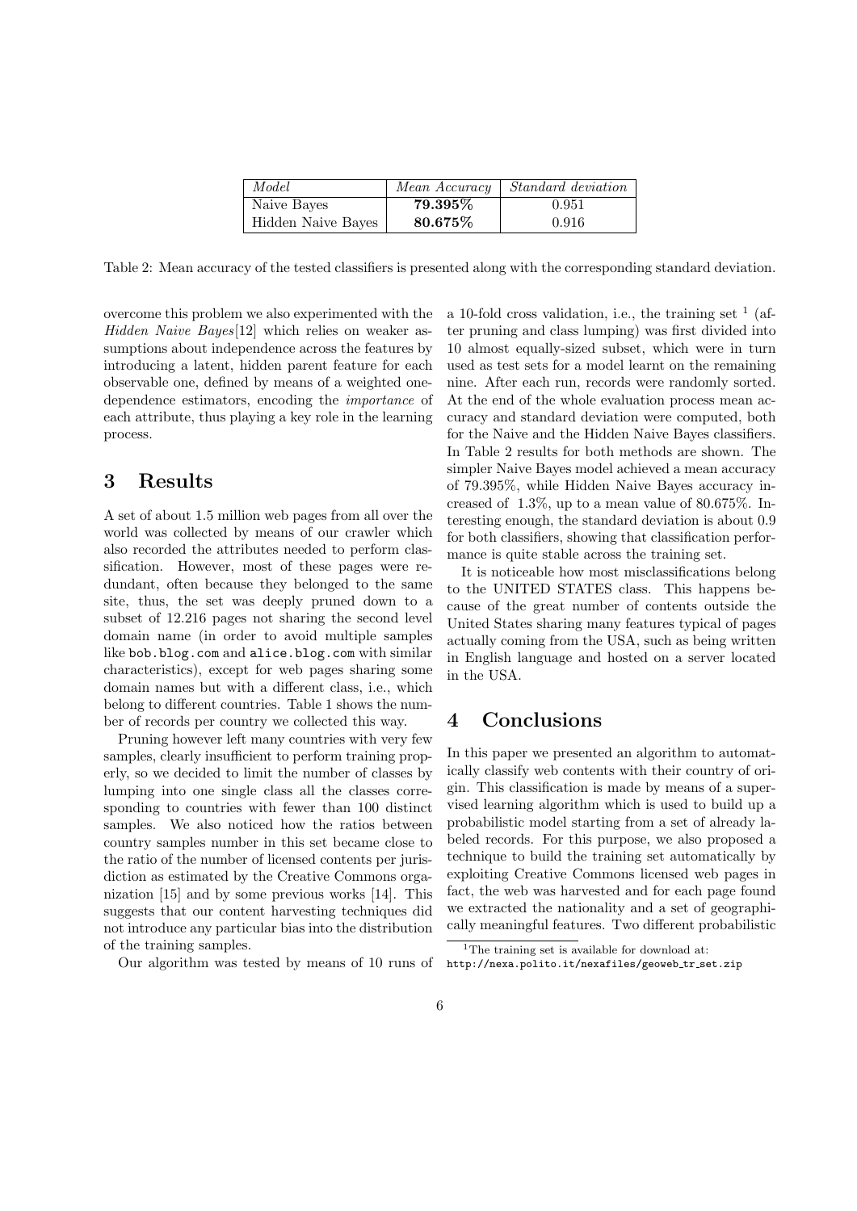| *Model* | *Mean Accuracy* | *Standard deviation* |
|---|---|---|
| Naive Bayes | **79.395%** | 0.951 |
| Hidden Naive Bayes | **80.675%** | 0.916 |

Table 2: Mean accuracy of the tested classifiers is presented along with the corresponding standard deviation.

overcome this problem we also experimented with the *Hidden Naive Bayes*[12] which relies on weaker assumptions about independence across the features by introducing a latent, hidden parent feature for each observable one, defined by means of a weighted one-dependence estimators, encoding the *importance* of each attribute, thus playing a key role in the learning process.

# 3 Results

A set of about 1.5 million web pages from all over the world was collected by means of our crawler which also recorded the attributes needed to perform classification. However, most of these pages were redundant, often because they belonged to the same site, thus, the set was deeply pruned down to a subset of 12.216 pages not sharing the second level domain name (in order to avoid multiple samples like `bob.blog.com` and `alice.blog.com` with similar characteristics), except for web pages sharing some domain names but with a different class, i.e., which belong to different countries. Table 1 shows the number of records per country we collected this way.

Pruning however left many countries with very few samples, clearly insufficient to perform training properly, so we decided to limit the number of classes by lumping into one single class all the classes corresponding to countries with fewer than 100 distinct samples. We also noticed how the ratios between country samples number in this set became close to the ratio of the number of licensed contents per jurisdiction as estimated by the Creative Commons organization [15] and by some previous works [14]. This suggests that our content harvesting techniques did not introduce any particular bias into the distribution of the training samples.

Our algorithm was tested by means of 10 runs of a 10-fold cross validation, i.e., the training set [1] (after pruning and class lumping) was first divided into 10 almost equally-sized subset, which were in turn used as test sets for a model learnt on the remaining nine. After each run, records were randomly sorted. At the end of the whole evaluation process mean accuracy and standard deviation were computed, both for the Naive and the Hidden Naive Bayes classifiers. In Table 2 results for both methods are shown. The simpler Naive Bayes model achieved a mean accuracy of 79.395%, while Hidden Naive Bayes accuracy increased of 1.3%, up to a mean value of 80.675%. Interesting enough, the standard deviation is about 0.9 for both classifiers, showing that classification performance is quite stable across the training set.

It is noticeable how most misclassifications belong to the UNITED STATES class. This happens because of the great number of contents outside the United States sharing many features typical of pages actually coming from the USA, such as being written in English language and hosted on a server located in the USA.

# 4 Conclusions

In this paper we presented an algorithm to automatically classify web contents with their country of origin. This classification is made by means of a supervised learning algorithm which is used to build up a probabilistic model starting from a set of already labeled records. For this purpose, we also proposed a technique to build the training set automatically by exploiting Creative Commons licensed web pages in fact, the web was harvested and for each page found we extracted the nationality and a set of geographically meaningful features. Two different probabilistic

[1] The training set is available for download at: `http://nexa.polito.it/nexafiles/geoweb_tr_set.zip`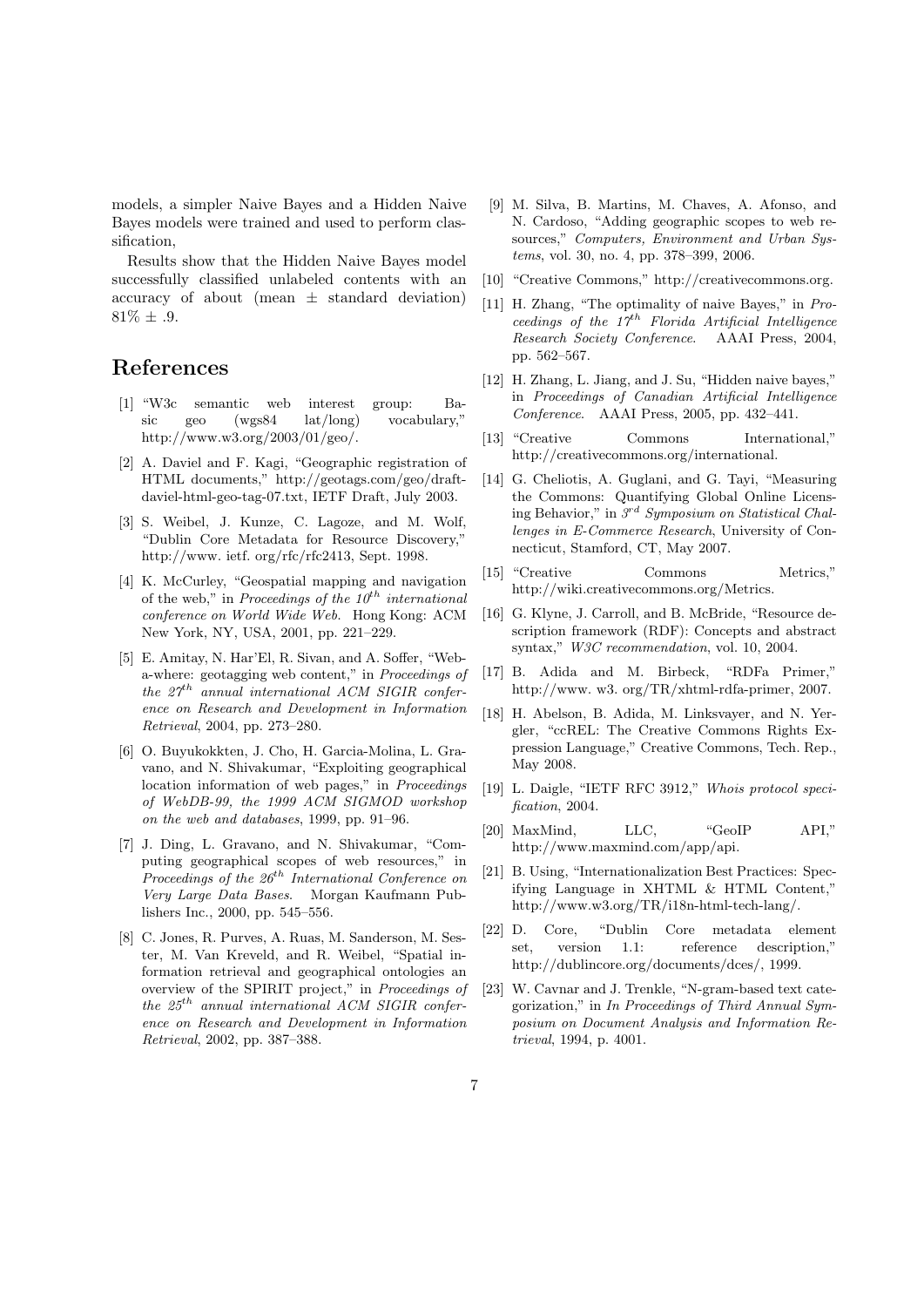models, a simpler Naive Bayes and a Hidden Naive Bayes models were trained and used to perform classification,

Results show that the Hidden Naive Bayes model successfully classified unlabeled contents with an accuracy of about (mean $\pm$ standard deviation) $81\% \pm .9$.

# References

[1] "W3c semantic web interest group: Basic geo (wgs84 lat/long) vocabulary," http://www.w3.org/2003/01/geo/.

[2] A. Daviel and F. Kagi, "Geographic registration of HTML documents," http://geotags.com/geo/draft-daviel-html-geo-tag-07.txt, IETF Draft, July 2003.

[3] S. Weibel, J. Kunze, C. Lagoze, and M. Wolf, "Dublin Core Metadata for Resource Discovery," http://www. ietf. org/rfc/rfc2413, Sept. 1998.

[4] K. McCurley, "Geospatial mapping and navigation of the web," in *Proceedings of the $10^{th}$ international conference on World Wide Web*. Hong Kong: ACM New York, NY, USA, 2001, pp. 221–229.

[5] E. Amitay, N. Har'El, R. Sivan, and A. Soffer, "Web-a-where: geotagging web content," in *Proceedings of the $27^{th}$ annual international ACM SIGIR conference on Research and Development in Information Retrieval*, 2004, pp. 273–280.

[6] O. Buyukokkten, J. Cho, H. Garcia-Molina, L. Gravano, and N. Shivakumar, "Exploiting geographical location information of web pages," in *Proceedings of WebDB-99, the 1999 ACM SIGMOD workshop on the web and databases*, 1999, pp. 91–96.

[7] J. Ding, L. Gravano, and N. Shivakumar, "Computing geographical scopes of web resources," in *Proceedings of the $26^{th}$ International Conference on Very Large Data Bases*. Morgan Kaufmann Publishers Inc., 2000, pp. 545–556.

[8] C. Jones, R. Purves, A. Ruas, M. Sanderson, M. Sester, M. Van Kreveld, and R. Weibel, "Spatial information retrieval and geographical ontologies an overview of the SPIRIT project," in *Proceedings of the $25^{th}$ annual international ACM SIGIR conference on Research and Development in Information Retrieval*, 2002, pp. 387–388.

[9] M. Silva, B. Martins, M. Chaves, A. Afonso, and N. Cardoso, "Adding geographic scopes to web resources," *Computers, Environment and Urban Systems*, vol. 30, no. 4, pp. 378–399, 2006.

[10] "Creative Commons," http://creativecommons.org.

[11] H. Zhang, "The optimality of naive Bayes," in *Proceedings of the $17^{th}$ Florida Artificial Intelligence Research Society Conference*. AAAI Press, 2004, pp. 562–567.

[12] H. Zhang, L. Jiang, and J. Su, "Hidden naive bayes," in *Proceedings of Canadian Artificial Intelligence Conference*. AAAI Press, 2005, pp. 432–441.

[13] "Creative Commons International," http://creativecommons.org/international.

[14] G. Cheliotis, A. Guglani, and G. Tayi, "Measuring the Commons: Quantifying Global Online Licensing Behavior," in *$3^{rd}$ Symposium on Statistical Challenges in E-Commerce Research*, University of Connecticut, Stamford, CT, May 2007.

[15] "Creative Commons Metrics," http://wiki.creativecommons.org/Metrics.

[16] G. Klyne, J. Carroll, and B. McBride, "Resource description framework (RDF): Concepts and abstract syntax," *W3C recommendation*, vol. 10, 2004.

[17] B. Adida and M. Birbeck, "RDFa Primer," http://www. w3. org/TR/xhtml-rdfa-primer, 2007.

[18] H. Abelson, B. Adida, M. Linksvayer, and N. Yergler, "ccREL: The Creative Commons Rights Expression Language," Creative Commons, Tech. Rep., May 2008.

[19] L. Daigle, "IETF RFC 3912," *Whois protocol specification*, 2004.

[20] MaxMind, LLC, "GeoIP API," http://www.maxmind.com/app/api.

[21] B. Using, "Internationalization Best Practices: Specifying Language in XHTML & HTML Content," http://www.w3.org/TR/i18n-html-tech-lang/.

[22] D. Core, "Dublin Core metadata element set, version 1.1: reference description," http://dublincore.org/documents/dces/, 1999.

[23] W. Cavnar and J. Trenkle, "N-gram-based text categorization," in *In Proceedings of Third Annual Symposium on Document Analysis and Information Retrieval*, 1994, p. 4001.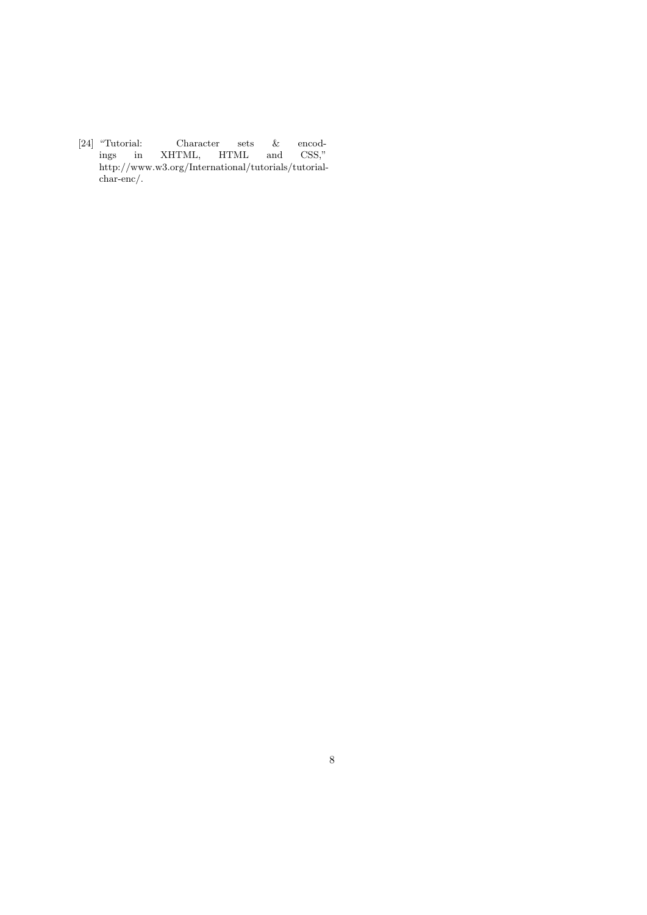[24] "Tutorial: Character sets & encodings in XHTML, HTML and CSS," http://www.w3.org/International/tutorials/tutorial-char-enc/.